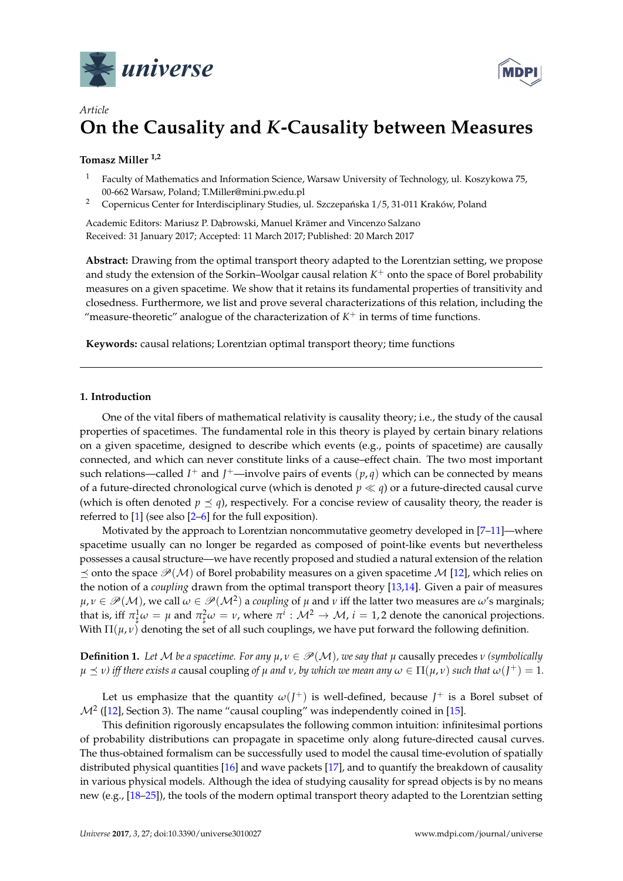*Article*

# On the Causality and $K$-Causality between Measures

**Tomasz Miller** [1,2]

[1] Faculty of Mathematics and Information Science, Warsaw University of Technology, ul. Koszykowa 75, 00-662 Warsaw, Poland; T.Miller@mini.pw.edu.pl

[2] Copernicus Center for Interdisciplinary Studies, ul. Szczepańska 1/5, 31-011 Kraków, Poland

Academic Editors: Mariusz P. Dąbrowski, Manuel Krämer and Vincenzo Salzano
Received: 31 January 2017; Accepted: 11 March 2017; Published: 20 March 2017

**Abstract:** Drawing from the optimal transport theory adapted to the Lorentzian setting, we propose and study the extension of the Sorkin–Woolgar causal relation $K^+$ onto the space of Borel probability measures on a given spacetime. We show that it retains its fundamental properties of transitivity and closedness. Furthermore, we list and prove several characterizations of this relation, including the "measure-theoretic" analogue of the characterization of $K^+$ in terms of time functions.

**Keywords:** causal relations; Lorentzian optimal transport theory; time functions

## 1. Introduction

One of the vital fibers of mathematical relativity is causality theory; i.e., the study of the causal properties of spacetimes. The fundamental role in this theory is played by certain binary relations on a given spacetime, designed to describe which events (e.g., points of spacetime) are causally connected, and which can never constitute links of a cause–effect chain. The two most important such relations—called $I^+$ and $J^+$—involve pairs of events $(p, q)$ which can be connected by means of a future-directed chronological curve (which is denoted $p \ll q$) or a future-directed causal curve (which is often denoted $p \preceq q$), respectively. For a concise review of causality theory, the reader is referred to [1] (see also [2–6] for the full exposition).

Motivated by the approach to Lorentzian noncommutative geometry developed in [7–11]—where spacetime usually can no longer be regarded as composed of point-like events but nevertheless possesses a causal structure—we have recently proposed and studied a natural extension of the relation $\preceq$ onto the space $\mathscr{P}(\mathcal{M})$ of Borel probability measures on a given spacetime $\mathcal{M}$ [12], which relies on the notion of a *coupling* drawn from the optimal transport theory [13,14]. Given a pair of measures $\mu, \nu \in \mathscr{P}(\mathcal{M})$, we call $\omega \in \mathscr{P}(\mathcal{M}^2)$ a *coupling* of $\mu$ and $\nu$ iff the latter two measures are $\omega$'s marginals; that is, iff $\pi^1_\sharp \omega = \mu$ and $\pi^2_\sharp \omega = \nu$, where $\pi^i : \mathcal{M}^2 \to \mathcal{M}$, $i = 1, 2$ denote the canonical projections. With $\Pi(\mu, \nu)$ denoting the set of all such couplings, we have put forward the following definition.

**Definition 1.** *Let $\mathcal{M}$ be a spacetime. For any $\mu, \nu \in \mathscr{P}(\mathcal{M})$, we say that $\mu$* causally precedes *$\nu$ (symbolically $\mu \preceq \nu$) iff there exists a* causal coupling *of $\mu$ and $\nu$, by which we mean any $\omega \in \Pi(\mu, \nu)$ such that $\omega(J^+) = 1$.*

Let us emphasize that the quantity $\omega(J^+)$ is well-defined, because $J^+$ is a Borel subset of $\mathcal{M}^2$ ([12], Section 3). The name "causal coupling" was independently coined in [15].

This definition rigorously encapsulates the following common intuition: infinitesimal portions of probability distributions can propagate in spacetime only along future-directed causal curves. The thus-obtained formalism can be successfully used to model the causal time-evolution of spatially distributed physical quantities [16] and wave packets [17], and to quantify the breakdown of causality in various physical models. Although the idea of studying causality for spread objects is by no means new (e.g., [18–25]), the tools of the modern optimal transport theory adapted to the Lorentzian setting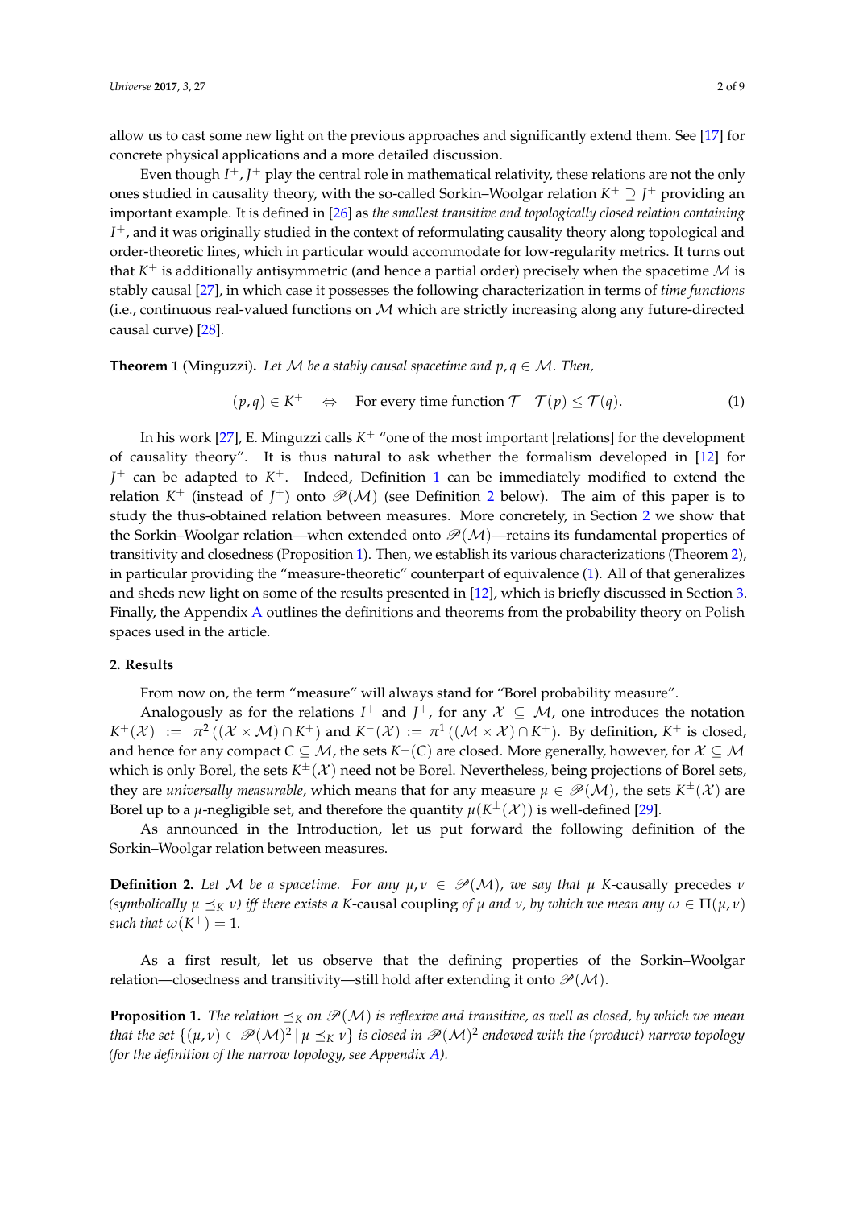allow us to cast some new light on the previous approaches and significantly extend them. See [17] for concrete physical applications and a more detailed discussion.

Even though $I^+, J^+$ play the central role in mathematical relativity, these relations are not the only ones studied in causality theory, with the so-called Sorkin–Woolgar relation $K^+ \supseteq J^+$ providing an important example. It is defined in [26] as *the smallest transitive and topologically closed relation containing* $I^+$, and it was originally studied in the context of reformulating causality theory along topological and order-theoretic lines, which in particular would accommodate for low-regularity metrics. It turns out that $K^+$ is additionally antisymmetric (and hence a partial order) precisely when the spacetime $\mathcal{M}$ is stably causal [27], in which case it possesses the following characterization in terms of *time functions* (i.e., continuous real-valued functions on $\mathcal{M}$ which are strictly increasing along any future-directed causal curve) [28].

**Theorem 1** (Minguzzi)**.** *Let $\mathcal{M}$ be a stably causal spacetime and $p, q \in \mathcal{M}$. Then,*

$$(p,q) \in K^+ \quad \Leftrightarrow \quad \text{For every time function } \mathcal{T} \quad \mathcal{T}(p) \leq \mathcal{T}(q). \tag{1}$$

In his work [27], E. Minguzzi calls $K^+$ "one of the most important [relations] for the development of causality theory". It is thus natural to ask whether the formalism developed in [12] for $J^+$ can be adapted to $K^+$. Indeed, Definition 1 can be immediately modified to extend the relation $K^+$ (instead of $J^+$) onto $\mathscr{P}(\mathcal{M})$ (see Definition 2 below). The aim of this paper is to study the thus-obtained relation between measures. More concretely, in Section 2 we show that the Sorkin–Woolgar relation—when extended onto $\mathscr{P}(\mathcal{M})$—retains its fundamental properties of transitivity and closedness (Proposition 1). Then, we establish its various characterizations (Theorem 2), in particular providing the "measure-theoretic" counterpart of equivalence (1). All of that generalizes and sheds new light on some of the results presented in [12], which is briefly discussed in Section 3. Finally, the Appendix A outlines the definitions and theorems from the probability theory on Polish spaces used in the article.

## 2. Results

From now on, the term "measure" will always stand for "Borel probability measure".

Analogously as for the relations $I^+$ and $J^+$, for any $\mathcal{X} \subseteq \mathcal{M}$, one introduces the notation $K^+(\mathcal{X}) := \pi^2((\mathcal{X} \times \mathcal{M}) \cap K^+)$ and $K^-(\mathcal{X}) := \pi^1((\mathcal{M} \times \mathcal{X}) \cap K^+)$. By definition, $K^+$ is closed, and hence for any compact $C \subseteq \mathcal{M}$, the sets $K^{\pm}(C)$ are closed. More generally, however, for $\mathcal{X} \subseteq \mathcal{M}$ which is only Borel, the sets $K^{\pm}(\mathcal{X})$ need not be Borel. Nevertheless, being projections of Borel sets, they are *universally measurable*, which means that for any measure $\mu \in \mathscr{P}(\mathcal{M})$, the sets $K^{\pm}(\mathcal{X})$ are Borel up to a $\mu$-negligible set, and therefore the quantity $\mu(K^{\pm}(\mathcal{X}))$ is well-defined [29].

As announced in the Introduction, let us put forward the following definition of the Sorkin–Woolgar relation between measures.

**Definition 2.** *Let $\mathcal{M}$ be a spacetime. For any $\mu, \nu \in \mathscr{P}(\mathcal{M})$, we say that $\mu$ K-causally precedes $\nu$ (symbolically $\mu \preceq_K \nu$) iff there exists a K-causal coupling of $\mu$ and $\nu$, by which we mean any $\omega \in \Pi(\mu, \nu)$ such that $\omega(K^+) = 1$.*

As a first result, let us observe that the defining properties of the Sorkin–Woolgar relation—closedness and transitivity—still hold after extending it onto $\mathscr{P}(\mathcal{M})$.

**Proposition 1.** *The relation $\preceq_K$ on $\mathscr{P}(\mathcal{M})$ is reflexive and transitive, as well as closed, by which we mean that the set $\{(\mu, \nu) \in \mathscr{P}(\mathcal{M})^2 \,|\, \mu \preceq_K \nu\}$ is closed in $\mathscr{P}(\mathcal{M})^2$ endowed with the (product) narrow topology (for the definition of the narrow topology, see Appendix A).*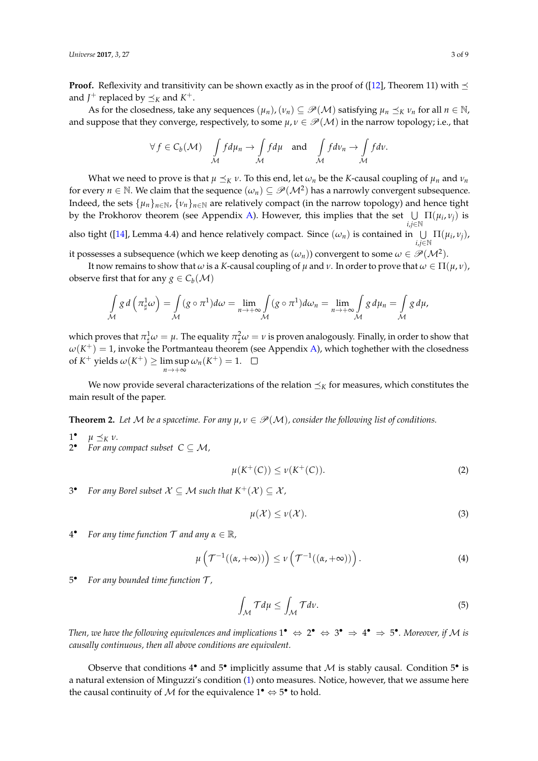**Proof.** Reflexivity and transitivity can be shown exactly as in the proof of ([12], Theorem 11) with $\preceq$ and $J^+$ replaced by $\preceq_K$ and $K^+$.

As for the closedness, take any sequences $(\mu_n), (\nu_n) \subseteq \mathscr{P}(\mathcal{M})$ satisfying $\mu_n \preceq_K \nu_n$ for all $n \in \mathbb{N}$, and suppose that they converge, respectively, to some $\mu, \nu \in \mathscr{P}(\mathcal{M})$ in the narrow topology; i.e., that

$$\forall\, f \in C_b(\mathcal{M}) \quad \int_{\mathcal{M}} f d\mu_n \to \int_{\mathcal{M}} f d\mu \quad \text{and} \quad \int_{\mathcal{M}} f d\nu_n \to \int_{\mathcal{M}} f d\nu.$$

What we need to prove is that $\mu \preceq_K \nu$. To this end, let $\omega_n$ be the $K$-causal coupling of $\mu_n$ and $\nu_n$ for every $n \in \mathbb{N}$. We claim that the sequence $(\omega_n) \subseteq \mathscr{P}(\mathcal{M}^2)$ has a narrowly convergent subsequence. Indeed, the sets $\{\mu_n\}_{n\in\mathbb{N}}$, $\{\nu_n\}_{n\in\mathbb{N}}$ are relatively compact (in the narrow topology) and hence tight by the Prokhorov theorem (see Appendix A). However, this implies that the set $\bigcup_{i,j\in\mathbb{N}} \Pi(\mu_i, \nu_j)$ is also tight ([14], Lemma 4.4) and hence relatively compact. Since $(\omega_n)$ is contained in $\bigcup_{i,j\in\mathbb{N}} \Pi(\mu_i, \nu_j)$, it possesses a subsequence (which we keep denoting as $(\omega_n)$) convergent to some $\omega \in \mathscr{P}(\mathcal{M}^2)$.

It now remains to show that $\omega$ is a $K$-causal coupling of $\mu$ and $\nu$. In order to prove that $\omega \in \Pi(\mu, \nu)$, observe first that for any $g \in C_b(\mathcal{M})$

$$\int_{\mathcal{M}} g\, d\left(\pi^1_\sharp \omega\right) = \int_{\mathcal{M}} (g \circ \pi^1) d\omega = \lim_{n\to+\infty} \int_{\mathcal{M}} (g \circ \pi^1) d\omega_n = \lim_{n\to+\infty} \int_{\mathcal{M}} g\, d\mu_n = \int_{\mathcal{M}} g\, d\mu,$$

which proves that $\pi^1_\sharp \omega = \mu$. The equality $\pi^2_\sharp \omega = \nu$ is proven analogously. Finally, in order to show that $\omega(K^+) = 1$, invoke the Portmanteau theorem (see Appendix A), which toghether with the closedness of $K^+$ yields $\omega(K^+) \geq \limsup_{n\to+\infty} \omega_n(K^+) = 1$. $\square$

We now provide several characterizations of the relation $\preceq_K$ for measures, which constitutes the main result of the paper.

**Theorem 2.** *Let $\mathcal{M}$ be a spacetime. For any $\mu, \nu \in \mathscr{P}(\mathcal{M})$, consider the following list of conditions.*

1• $\mu \preceq_K \nu$.

2• *For any compact subset $C \subseteq \mathcal{M}$,*

$$\mu(K^+(C)) \leq \nu(K^+(C)). \tag{2}$$

3• *For any Borel subset $\mathcal{X} \subseteq \mathcal{M}$ such that $K^+(\mathcal{X}) \subseteq \mathcal{X}$,*

$$\mu(\mathcal{X}) \leq \nu(\mathcal{X}). \tag{3}$$

4• *For any time function $\mathcal{T}$ and any $\alpha \in \mathbb{R}$,*

$$\mu\left(\mathcal{T}^{-1}((\alpha, +\infty))\right) \leq \nu\left(\mathcal{T}^{-1}((\alpha, +\infty))\right). \tag{4}$$

5• *For any bounded time function $\mathcal{T}$,*

$$\int_{\mathcal{M}} \mathcal{T} d\mu \leq \int_{\mathcal{M}} \mathcal{T} d\nu. \tag{5}$$

*Then, we have the following equivalences and implications 1• $\Leftrightarrow$ 2• $\Leftrightarrow$ 3• $\Rightarrow$ 4• $\Rightarrow$ 5•. Moreover, if $\mathcal{M}$ is causally continuous, then all above conditions are equivalent.*

Observe that conditions 4• and 5• implicitly assume that $\mathcal{M}$ is stably causal. Condition 5• is a natural extension of Minguzzi's condition (1) onto measures. Notice, however, that we assume here the causal continuity of $\mathcal{M}$ for the equivalence 1• $\Leftrightarrow$ 5• to hold.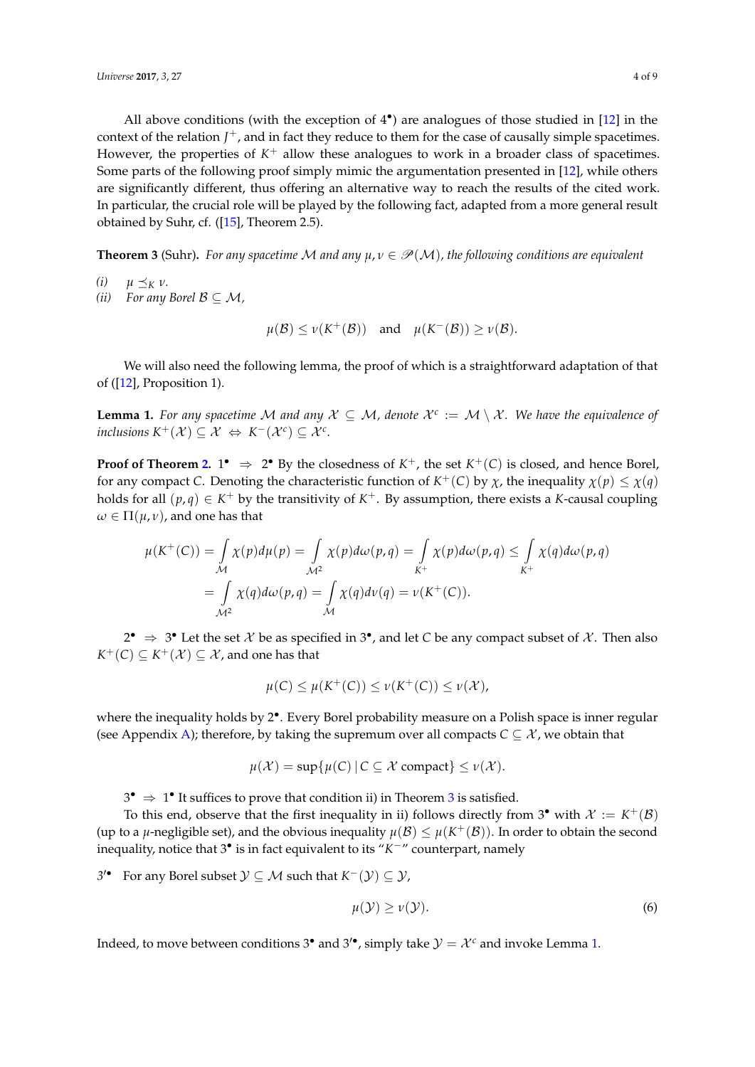All above conditions (with the exception of 4$^\bullet$) are analogues of those studied in [12] in the context of the relation $J^+$, and in fact they reduce to them for the case of causally simple spacetimes. However, the properties of $K^+$ allow these analogues to work in a broader class of spacetimes. Some parts of the following proof simply mimic the argumentation presented in [12], while others are significantly different, thus offering an alternative way to reach the results of the cited work. In particular, the crucial role will be played by the following fact, adapted from a more general result obtained by Suhr, cf. ([15], Theorem 2.5).

**Theorem 3** (Suhr). *For any spacetime $\mathcal{M}$ and any $\mu, \nu \in \mathscr{P}(\mathcal{M})$, the following conditions are equivalent*

*(i)* $\mu \preceq_K \nu$.

*(ii)* *For any Borel $\mathcal{B} \subseteq \mathcal{M}$,*

$$\mu(\mathcal{B}) \leq \nu(K^+(\mathcal{B})) \quad \text{and} \quad \mu(K^-(\mathcal{B})) \geq \nu(\mathcal{B}).$$

We will also need the following lemma, the proof of which is a straightforward adaptation of that of ([12], Proposition 1).

**Lemma 1.** *For any spacetime $\mathcal{M}$ and any $\mathcal{X} \subseteq \mathcal{M}$, denote $\mathcal{X}^c := \mathcal{M} \setminus \mathcal{X}$. We have the equivalence of inclusions $K^+(\mathcal{X}) \subseteq \mathcal{X} \Leftrightarrow K^-(\mathcal{X}^c) \subseteq \mathcal{X}^c$.*

**Proof of Theorem 2.** 1$^\bullet$ $\Rightarrow$ 2$^\bullet$ By the closedness of $K^+$, the set $K^+(C)$ is closed, and hence Borel, for any compact $C$. Denoting the characteristic function of $K^+(C)$ by $\chi$, the inequality $\chi(p) \leq \chi(q)$ holds for all $(p, q) \in K^+$ by the transitivity of $K^+$. By assumption, there exists a $K$-causal coupling $\omega \in \Pi(\mu, \nu)$, and one has that

$$\begin{aligned}
\mu(K^+(C)) &= \int_{\mathcal{M}} \chi(p) d\mu(p) = \int_{\mathcal{M}^2} \chi(p) d\omega(p, q) = \int_{K^+} \chi(p) d\omega(p, q) \leq \int_{K^+} \chi(q) d\omega(p, q) \\
&= \int_{\mathcal{M}^2} \chi(q) d\omega(p, q) = \int_{\mathcal{M}} \chi(q) d\nu(q) = \nu(K^+(C)).
\end{aligned}$$

2$^\bullet$ $\Rightarrow$ 3$^\bullet$ Let the set $\mathcal{X}$ be as specified in 3$^\bullet$, and let $C$ be any compact subset of $\mathcal{X}$. Then also $K^+(C) \subseteq K^+(\mathcal{X}) \subseteq \mathcal{X}$, and one has that

$$\mu(C) \leq \mu(K^+(C)) \leq \nu(K^+(C)) \leq \nu(\mathcal{X}),$$

where the inequality holds by 2$^\bullet$. Every Borel probability measure on a Polish space is inner regular (see Appendix A); therefore, by taking the supremum over all compacts $C \subseteq \mathcal{X}$, we obtain that

$$\mu(\mathcal{X}) = \sup\{\mu(C) \,|\, C \subseteq \mathcal{X} \text{ compact}\} \leq \nu(\mathcal{X}).$$

3$^\bullet$ $\Rightarrow$ 1$^\bullet$ It suffices to prove that condition ii) in Theorem 3 is satisfied.

To this end, observe that the first inequality in ii) follows directly from 3$^\bullet$ with $\mathcal{X} := K^+(\mathcal{B})$ (up to a $\mu$-negligible set), and the obvious inequality $\mu(\mathcal{B}) \leq \mu(K^+(\mathcal{B}))$. In order to obtain the second inequality, notice that 3$^\bullet$ is in fact equivalent to its "$K^-$" counterpart, namely

3$'^\bullet$ For any Borel subset $\mathcal{Y} \subseteq \mathcal{M}$ such that $K^-(\mathcal{Y}) \subseteq \mathcal{Y}$,

$$\mu(\mathcal{Y}) \geq \nu(\mathcal{Y}). \tag{6}$$

Indeed, to move between conditions 3$^\bullet$ and 3$'^\bullet$, simply take $\mathcal{Y} = \mathcal{X}^c$ and invoke Lemma 1.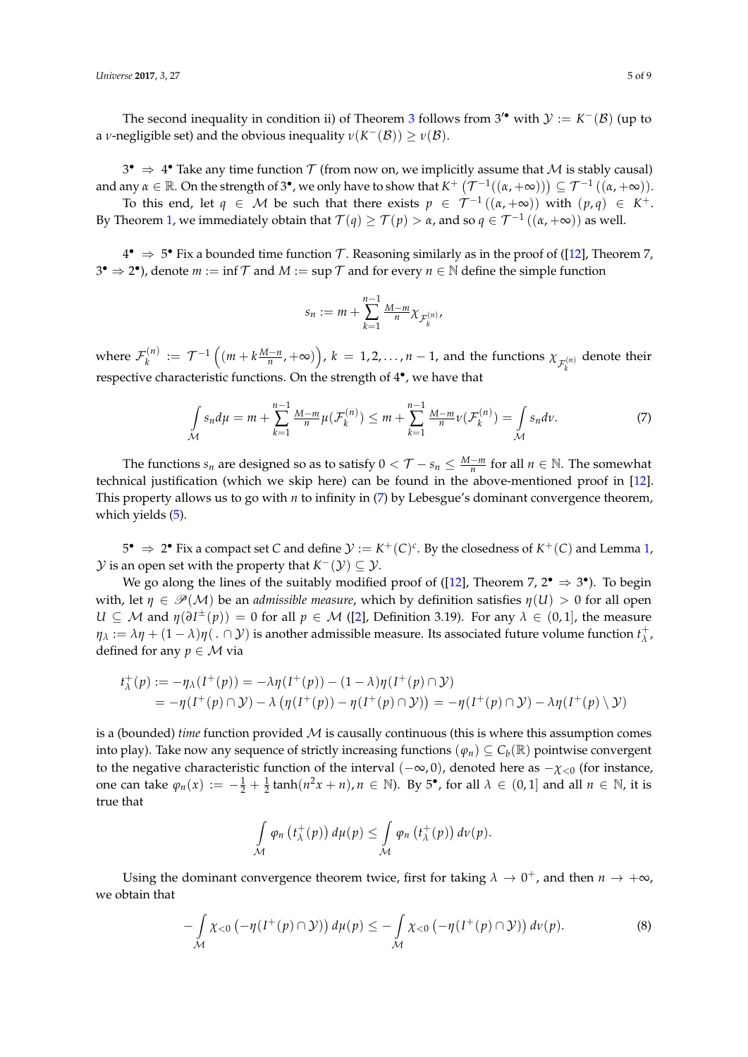The second inequality in condition ii) of Theorem 3 follows from $3'^{\bullet}$ with $\mathcal{Y} := K^-(\mathcal{B})$ (up to a $\nu$-negligible set) and the obvious inequality $\nu(K^-(\mathcal{B})) \geq \nu(\mathcal{B})$.

$3^{\bullet} \Rightarrow 4^{\bullet}$ Take any time function $\mathcal{T}$ (from now on, we implicitly assume that $\mathcal{M}$ is stably causal) and any $\alpha \in \mathbb{R}$. On the strength of $3^{\bullet}$, we only have to show that $K^+\left(\mathcal{T}^{-1}((\alpha, +\infty))\right) \subseteq \mathcal{T}^{-1}\left((\alpha, +\infty)\right)$.

To this end, let $q \in \mathcal{M}$ be such that there exists $p \in \mathcal{T}^{-1}\left((\alpha, +\infty)\right)$ with $(p, q) \in K^+$. By Theorem 1, we immediately obtain that $\mathcal{T}(q) \geq \mathcal{T}(p) > \alpha$, and so $q \in \mathcal{T}^{-1}\left((\alpha, +\infty)\right)$ as well.

$4^{\bullet} \Rightarrow 5^{\bullet}$ Fix a bounded time function $\mathcal{T}$. Reasoning similarly as in the proof of ([12], Theorem 7, $3^{\bullet} \Rightarrow 2^{\bullet}$), denote $m := \inf \mathcal{T}$ and $M := \sup \mathcal{T}$ and for every $n \in \mathbb{N}$ define the simple function

$$s_n := m + \sum_{k=1}^{n-1} \tfrac{M-m}{n} \chi_{\mathcal{F}_k^{(n)}},$$

where $\mathcal{F}_k^{(n)} := \mathcal{T}^{-1}\left((m + k\tfrac{M-n}{n}, +\infty)\right)$, $k = 1, 2, \ldots, n-1$, and the functions $\chi_{\mathcal{F}_k^{(n)}}$ denote their respective characteristic functions. On the strength of $4^{\bullet}$, we have that

$$\int_{\mathcal{M}} s_n d\mu = m + \sum_{k=1}^{n-1} \tfrac{M-m}{n} \mu(\mathcal{F}_k^{(n)}) \leq m + \sum_{k=1}^{n-1} \tfrac{M-m}{n} \nu(\mathcal{F}_k^{(n)}) = \int_{\mathcal{M}} s_n d\nu. \tag{7}$$

The functions $s_n$ are designed so as to satisfy $0 < \mathcal{T} - s_n \leq \frac{M-m}{n}$ for all $n \in \mathbb{N}$. The somewhat technical justification (which we skip here) can be found in the above-mentioned proof in [12]. This property allows us to go with $n$ to infinity in (7) by Lebesgue's dominant convergence theorem, which yields (5).

$5^{\bullet} \Rightarrow 2^{\bullet}$ Fix a compact set $C$ and define $\mathcal{Y} := K^+(C)^c$. By the closedness of $K^+(C)$ and Lemma 1, $\mathcal{Y}$ is an open set with the property that $K^-(\mathcal{Y}) \subseteq \mathcal{Y}$.

We go along the lines of the suitably modified proof of ([12], Theorem 7, $2^{\bullet} \Rightarrow 3^{\bullet}$). To begin with, let $\eta \in \mathscr{P}(\mathcal{M})$ be an *admissible measure*, which by definition satisfies $\eta(U) > 0$ for all open $U \subseteq \mathcal{M}$ and $\eta(\partial I^{\pm}(p)) = 0$ for all $p \in \mathcal{M}$ ([2], Definition 3.19). For any $\lambda \in (0, 1]$, the measure $\eta_\lambda := \lambda\eta + (1-\lambda)\eta(\,.\cap \mathcal{Y})$ is another admissible measure. Its associated future volume function $t_\lambda^+$, defined for any $p \in \mathcal{M}$ via

$$\begin{aligned}
t_\lambda^+(p) &:= -\eta_\lambda(I^+(p)) = -\lambda\eta(I^+(p)) - (1-\lambda)\eta(I^+(p) \cap \mathcal{Y}) \\
&= -\eta(I^+(p) \cap \mathcal{Y}) - \lambda\left(\eta(I^+(p)) - \eta(I^+(p) \cap \mathcal{Y})\right) = -\eta(I^+(p) \cap \mathcal{Y}) - \lambda\eta(I^+(p) \setminus \mathcal{Y})
\end{aligned}$$

is a (bounded) *time* function provided $\mathcal{M}$ is causally continuous (this is where this assumption comes into play). Take now any sequence of strictly increasing functions $(\varphi_n) \subseteq C_b(\mathbb{R})$ pointwise convergent to the negative characteristic function of the interval $(-\infty, 0)$, denoted here as $-\chi_{<0}$ (for instance, one can take $\varphi_n(x) := -\frac{1}{2} + \frac{1}{2}\tanh(n^2 x + n)$, $n \in \mathbb{N}$). By $5^{\bullet}$, for all $\lambda \in (0, 1]$ and all $n \in \mathbb{N}$, it is true that

$$\int_{\mathcal{M}} \varphi_n\left(t_\lambda^+(p)\right) d\mu(p) \leq \int_{\mathcal{M}} \varphi_n\left(t_\lambda^+(p)\right) d\nu(p).$$

Using the dominant convergence theorem twice, first for taking $\lambda \to 0^+$, and then $n \to +\infty$, we obtain that

$$-\int_{\mathcal{M}} \chi_{<0}\left(-\eta(I^+(p) \cap \mathcal{Y})\right) d\mu(p) \leq -\int_{\mathcal{M}} \chi_{<0}\left(-\eta(I^+(p) \cap \mathcal{Y})\right) d\nu(p). \tag{8}$$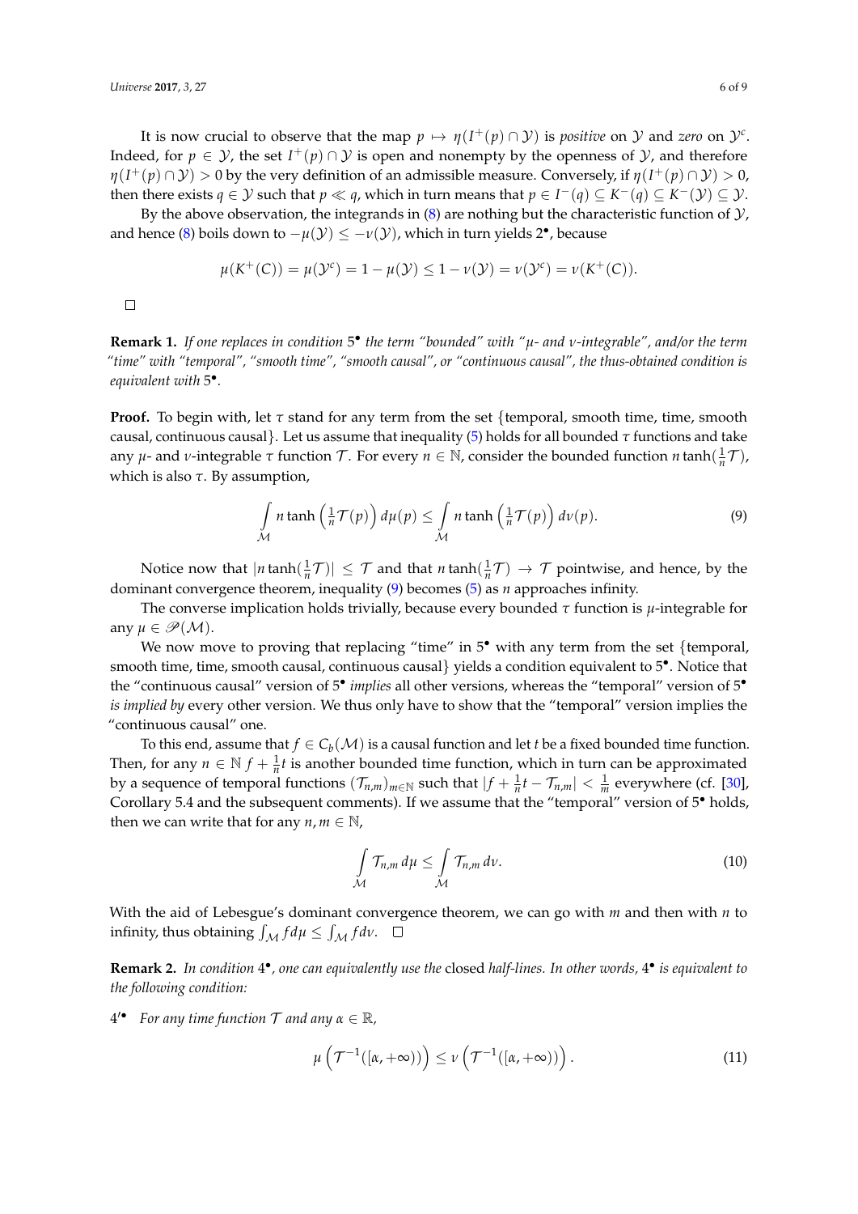It is now crucial to observe that the map $p \mapsto \eta(I^+(p) \cap \mathcal{Y})$ is *positive* on $\mathcal{Y}$ and *zero* on $\mathcal{Y}^c$. Indeed, for $p \in \mathcal{Y}$, the set $I^+(p) \cap \mathcal{Y}$ is open and nonempty by the openness of $\mathcal{Y}$, and therefore $\eta(I^+(p) \cap \mathcal{Y}) > 0$ by the very definition of an admissible measure. Conversely, if $\eta(I^+(p) \cap \mathcal{Y}) > 0$, then there exists $q \in \mathcal{Y}$ such that $p \ll q$, which in turn means that $p \in I^-(q) \subseteq K^-(q) \subseteq K^-(\mathcal{Y}) \subseteq \mathcal{Y}$.

By the above observation, the integrands in (8) are nothing but the characteristic function of $\mathcal{Y}$, and hence (8) boils down to $-\mu(\mathcal{Y}) \leq -\nu(\mathcal{Y})$, which in turn yields 2$^\bullet$, because

$$\mu(K^+(C)) = \mu(\mathcal{Y}^c) = 1 - \mu(\mathcal{Y}) \leq 1 - \nu(\mathcal{Y}) = \nu(\mathcal{Y}^c) = \nu(K^+(C)).$$

□

**Remark 1.** *If one replaces in condition* 5$^\bullet$ *the term "bounded" with "$\mu$- and $\nu$-integrable", and/or the term "time" with "temporal", "smooth time", "smooth causal", or "continuous causal", the thus-obtained condition is equivalent with* 5$^\bullet$.

**Proof.** To begin with, let $\tau$ stand for any term from the set {temporal, smooth time, time, smooth causal, continuous causal}. Let us assume that inequality (5) holds for all bounded $\tau$ functions and take any $\mu$- and $\nu$-integrable $\tau$ function $\mathcal{T}$. For every $n \in \mathbb{N}$, consider the bounded function $n \tanh(\frac{1}{n}\mathcal{T})$, which is also $\tau$. By assumption,

$$\int_{\mathcal{M}} n \tanh\left(\tfrac{1}{n}\mathcal{T}(p)\right) d\mu(p) \leq \int_{\mathcal{M}} n \tanh\left(\tfrac{1}{n}\mathcal{T}(p)\right) d\nu(p). \tag{9}$$

Notice now that $|n \tanh(\frac{1}{n}\mathcal{T})| \leq \mathcal{T}$ and that $n \tanh(\frac{1}{n}\mathcal{T}) \to \mathcal{T}$ pointwise, and hence, by the dominant convergence theorem, inequality (9) becomes (5) as $n$ approaches infinity.

The converse implication holds trivially, because every bounded $\tau$ function is $\mu$-integrable for any $\mu \in \mathscr{P}(\mathcal{M})$.

We now move to proving that replacing "time" in 5$^\bullet$ with any term from the set {temporal, smooth time, time, smooth causal, continuous causal} yields a condition equivalent to 5$^\bullet$. Notice that the "continuous causal" version of 5$^\bullet$ *implies* all other versions, whereas the "temporal" version of 5$^\bullet$ *is implied by* every other version. We thus only have to show that the "temporal" version implies the "continuous causal" one.

To this end, assume that $f \in C_b(\mathcal{M})$ is a causal function and let $t$ be a fixed bounded time function. Then, for any $n \in \mathbb{N}$ $f + \frac{1}{n}t$ is another bounded time function, which in turn can be approximated by a sequence of temporal functions $(\mathcal{T}_{n,m})_{m \in \mathbb{N}}$ such that $|f + \frac{1}{n}t - \mathcal{T}_{n,m}| < \frac{1}{m}$ everywhere (cf. [30], Corollary 5.4 and the subsequent comments). If we assume that the "temporal" version of 5$^\bullet$ holds, then we can write that for any $n, m \in \mathbb{N}$,

$$\int_{\mathcal{M}} \mathcal{T}_{n,m} \, d\mu \leq \int_{\mathcal{M}} \mathcal{T}_{n,m} \, d\nu. \tag{10}$$

With the aid of Lebesgue's dominant convergence theorem, we can go with $m$ and then with $n$ to infinity, thus obtaining $\int_{\mathcal{M}} f d\mu \leq \int_{\mathcal{M}} f d\nu$. □

**Remark 2.** *In condition* 4$^\bullet$*, one can equivalently use the* closed *half-lines. In other words,* 4$^\bullet$ *is equivalent to the following condition:*

4$'^\bullet$ *For any time function $\mathcal{T}$ and any $\alpha \in \mathbb{R}$,*

$$\mu\left(\mathcal{T}^{-1}([\alpha, +\infty))\right) \leq \nu\left(\mathcal{T}^{-1}([\alpha, +\infty))\right). \tag{11}$$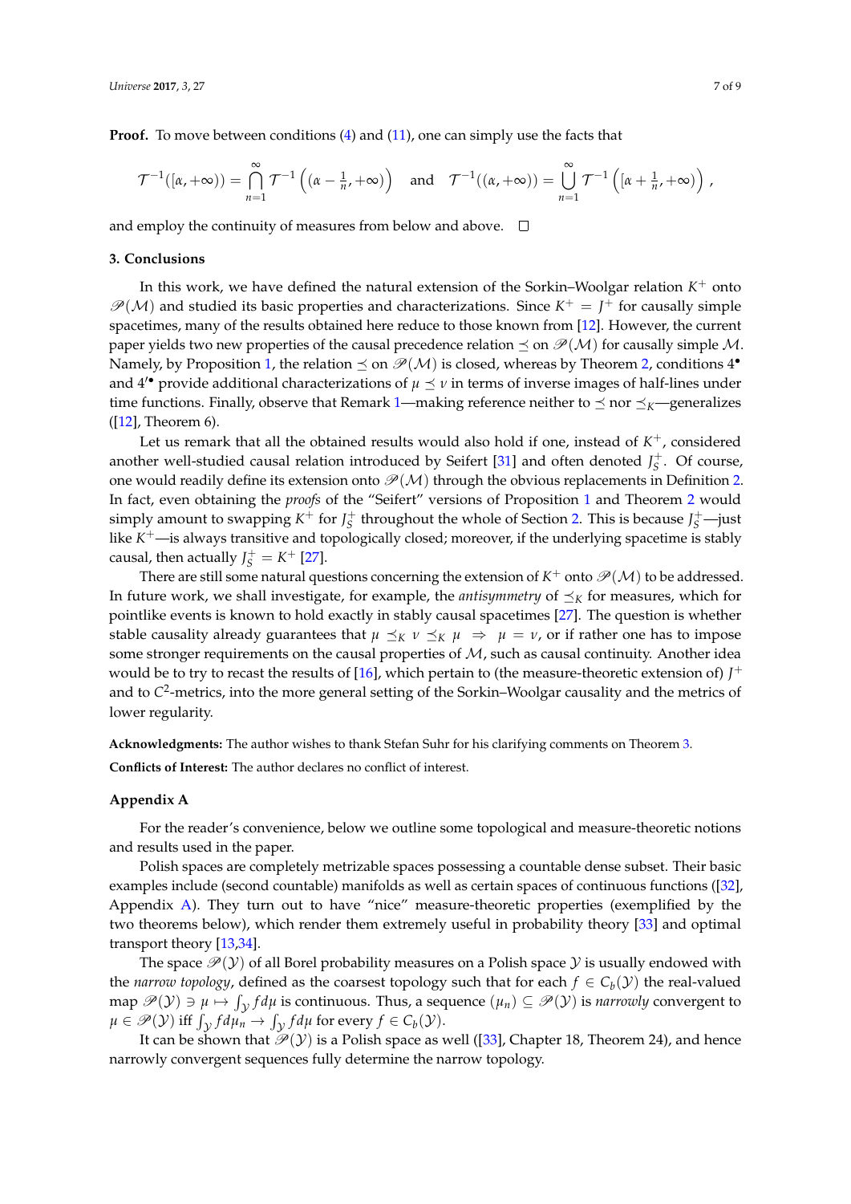**Proof.** To move between conditions (4) and (11), one can simply use the facts that

$$\mathcal{T}^{-1}([\alpha, +\infty)) = \bigcap_{n=1}^{\infty} \mathcal{T}^{-1}\left((\alpha - \tfrac{1}{n}, +\infty)\right) \quad \text{and} \quad \mathcal{T}^{-1}((\alpha, +\infty)) = \bigcup_{n=1}^{\infty} \mathcal{T}^{-1}\left([\alpha + \tfrac{1}{n}, +\infty)\right),$$

and employ the continuity of measures from below and above. □

## 3. Conclusions

In this work, we have defined the natural extension of the Sorkin–Woolgar relation $K^+$ onto $\mathscr{P}(\mathcal{M})$ and studied its basic properties and characterizations. Since $K^+ = J^+$ for causally simple spacetimes, many of the results obtained here reduce to those known from [12]. However, the current paper yields two new properties of the causal precedence relation $\preceq$ on $\mathscr{P}(\mathcal{M})$ for causally simple $\mathcal{M}$. Namely, by Proposition 1, the relation $\preceq$ on $\mathscr{P}(\mathcal{M})$ is closed, whereas by Theorem 2, conditions $4^\bullet$ and $4'^\bullet$ provide additional characterizations of $\mu \preceq \nu$ in terms of inverse images of half-lines under time functions. Finally, observe that Remark 1—making reference neither to $\preceq$ nor $\preceq_K$—generalizes ([12], Theorem 6).

Let us remark that all the obtained results would also hold if one, instead of $K^+$, considered another well-studied causal relation introduced by Seifert [31] and often denoted $J_S^+$. Of course, one would readily define its extension onto $\mathscr{P}(\mathcal{M})$ through the obvious replacements in Definition 2. In fact, even obtaining the "Seifert" versions of Proposition 1 and Theorem 2 would simply amount to swapping $K^+$ for $J_S^+$ throughout the whole of Section 2. This is because $J_S^+$—just like $K^+$—is always transitive and topologically closed; moreover, if the underlying spacetime is stably causal, then actually $J_S^+ = K^+$ [27].

There are still some natural questions concerning the extension of $K^+$ onto $\mathscr{P}(\mathcal{M})$ to be addressed. In future work, we shall investigate, for example, the *antisymmetry* of $\preceq_K$ for measures, which for pointlike events is known to hold exactly in stably causal spacetimes [27]. The question is whether stable causality already guarantees that $\mu \preceq_K \nu \preceq_K \mu \;\Rightarrow\; \mu = \nu$, or if rather one has to impose some stronger requirements on the causal properties of $\mathcal{M}$, such as causal continuity. Another idea would be to try to recast the results of [16], which pertain to (the measure-theoretic extension of) $J^+$ and to $C^2$-metrics, into the more general setting of the Sorkin–Woolgar causality and the metrics of lower regularity.

**Acknowledgments:** The author wishes to thank Stefan Suhr for his clarifying comments on Theorem 3.

**Conflicts of Interest:** The author declares no conflict of interest.

## Appendix A

For the reader's convenience, below we outline some topological and measure-theoretic notions and results used in the paper.

Polish spaces are completely metrizable spaces possessing a countable dense subset. Their basic examples include (second countable) manifolds as well as certain spaces of continuous functions ([32], Appendix A). They turn out to have "nice" measure-theoretic properties (exemplified by the two theorems below), which render them extremely useful in probability theory [33] and optimal transport theory [13,34].

The space $\mathscr{P}(\mathcal{Y})$ of all Borel probability measures on a Polish space $\mathcal{Y}$ is usually endowed with the *narrow topology*, defined as the coarsest topology such that for each $f \in C_b(\mathcal{Y})$ the real-valued map $\mathscr{P}(\mathcal{Y}) \ni \mu \mapsto \int_{\mathcal{Y}} f d\mu$ is continuous. Thus, a sequence $(\mu_n) \subseteq \mathscr{P}(\mathcal{Y})$ is *narrowly* convergent to $\mu \in \mathscr{P}(\mathcal{Y})$ iff $\int_{\mathcal{Y}} f d\mu_n \to \int_{\mathcal{Y}} f d\mu$ for every $f \in C_b(\mathcal{Y})$.

It can be shown that $\mathscr{P}(\mathcal{Y})$ is a Polish space as well ([33], Chapter 18, Theorem 24), and hence narrowly convergent sequences fully determine the narrow topology.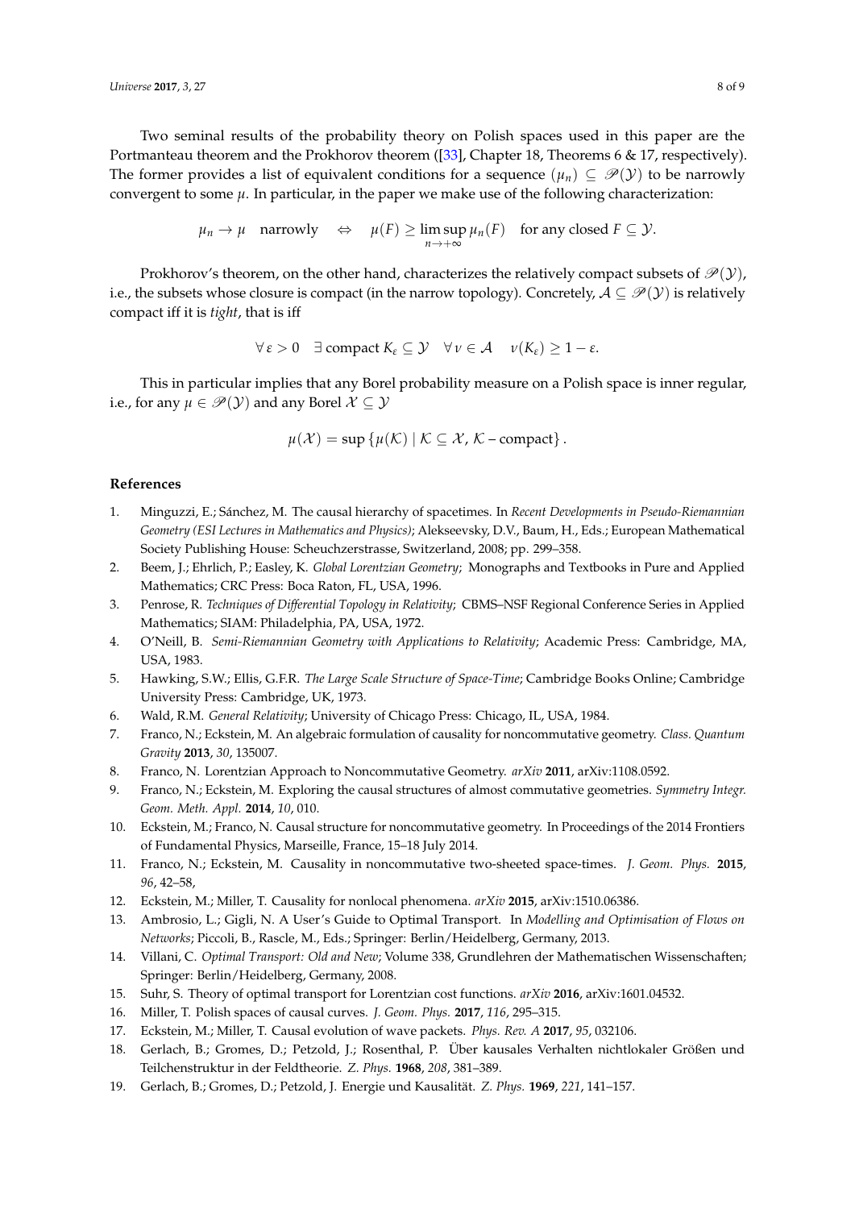Two seminal results of the probability theory on Polish spaces used in this paper are the Portmanteau theorem and the Prokhorov theorem ([33], Chapter 18, Theorems 6 & 17, respectively). The former provides a list of equivalent conditions for a sequence $(\mu_n) \subseteq \mathscr{P}(\mathcal{Y})$ to be narrowly convergent to some $\mu$. In particular, in the paper we make use of the following characterization:

$$\mu_n \to \mu \quad \text{narrowly} \quad \Leftrightarrow \quad \mu(F) \geq \limsup_{n \to +\infty} \mu_n(F) \quad \text{for any closed } F \subseteq \mathcal{Y}.$$

Prokhorov's theorem, on the other hand, characterizes the relatively compact subsets of $\mathscr{P}(\mathcal{Y})$, i.e., the subsets whose closure is compact (in the narrow topology). Concretely, $\mathcal{A} \subseteq \mathscr{P}(\mathcal{Y})$ is relatively compact iff it is *tight*, that is iff

$$\forall \, \varepsilon > 0 \quad \exists \text{ compact } K_\varepsilon \subseteq \mathcal{Y} \quad \forall \, \nu \in \mathcal{A} \quad \nu(K_\varepsilon) \geq 1 - \varepsilon.$$

This in particular implies that any Borel probability measure on a Polish space is inner regular, i.e., for any $\mu \in \mathscr{P}(\mathcal{Y})$ and any Borel $\mathcal{X} \subseteq \mathcal{Y}$

$$\mu(\mathcal{X}) = \sup \{ \mu(\mathcal{K}) \mid \mathcal{K} \subseteq \mathcal{X}, \, \mathcal{K} - \text{compact} \} .$$

## References

1. Minguzzi, E.; Sánchez, M. The causal hierarchy of spacetimes. In *Recent Developments in Pseudo-Riemannian Geometry (ESI Lectures in Mathematics and Physics)*; Alekseevsky, D.V., Baum, H., Eds.; European Mathematical Society Publishing House: Scheuchzerstrasse, Switzerland, 2008; pp. 299–358.
2. Beem, J.; Ehrlich, P.; Easley, K. *Global Lorentzian Geometry*; Monographs and Textbooks in Pure and Applied Mathematics; CRC Press: Boca Raton, FL, USA, 1996.
3. Penrose, R. *Techniques of Differential Topology in Relativity*; CBMS–NSF Regional Conference Series in Applied Mathematics; SIAM: Philadelphia, PA, USA, 1972.
4. O'Neill, B. *Semi-Riemannian Geometry with Applications to Relativity*; Academic Press: Cambridge, MA, USA, 1983.
5. Hawking, S.W.; Ellis, G.F.R. *The Large Scale Structure of Space-Time*; Cambridge Books Online; Cambridge University Press: Cambridge, UK, 1973.
6. Wald, R.M. *General Relativity*; University of Chicago Press: Chicago, IL, USA, 1984.
7. Franco, N.; Eckstein, M. An algebraic formulation of causality for noncommutative geometry. *Class. Quantum Gravity* **2013**, *30*, 135007.
8. Franco, N. Lorentzian Approach to Noncommutative Geometry. *arXiv* **2011**, arXiv:1108.0592.
9. Franco, N.; Eckstein, M. Exploring the causal structures of almost commutative geometries. *Symmetry Integr. Geom. Meth. Appl.* **2014**, *10*, 010.
10. Eckstein, M.; Franco, N. Causal structure for noncommutative geometry. In Proceedings of the 2014 Frontiers of Fundamental Physics, Marseille, France, 15–18 July 2014.
11. Franco, N.; Eckstein, M. Causality in noncommutative two-sheeted space-times. *J. Geom. Phys.* **2015**, *96*, 42–58,
12. Eckstein, M.; Miller, T. Causality for nonlocal phenomena. *arXiv* **2015**, arXiv:1510.06386.
13. Ambrosio, L.; Gigli, N. A User's Guide to Optimal Transport. In *Modelling and Optimisation of Flows on Networks*; Piccoli, B., Rascle, M., Eds.; Springer: Berlin/Heidelberg, Germany, 2013.
14. Villani, C. *Optimal Transport: Old and New*; Volume 338, Grundlehren der Mathematischen Wissenschaften; Springer: Berlin/Heidelberg, Germany, 2008.
15. Suhr, S. Theory of optimal transport for Lorentzian cost functions. *arXiv* **2016**, arXiv:1601.04532.
16. Miller, T. Polish spaces of causal curves. *J. Geom. Phys.* **2017**, *116*, 295–315.
17. Eckstein, M.; Miller, T. Causal evolution of wave packets. *Phys. Rev. A* **2017**, *95*, 032106.
18. Gerlach, B.; Gromes, D.; Petzold, J.; Rosenthal, P. Über kausales Verhalten nichtlokaler Größen und Teilchenstruktur in der Feldtheorie. *Z. Phys.* **1968**, *208*, 381–389.
19. Gerlach, B.; Gromes, D.; Petzold, J. Energie und Kausalität. *Z. Phys.* **1969**, *221*, 141–157.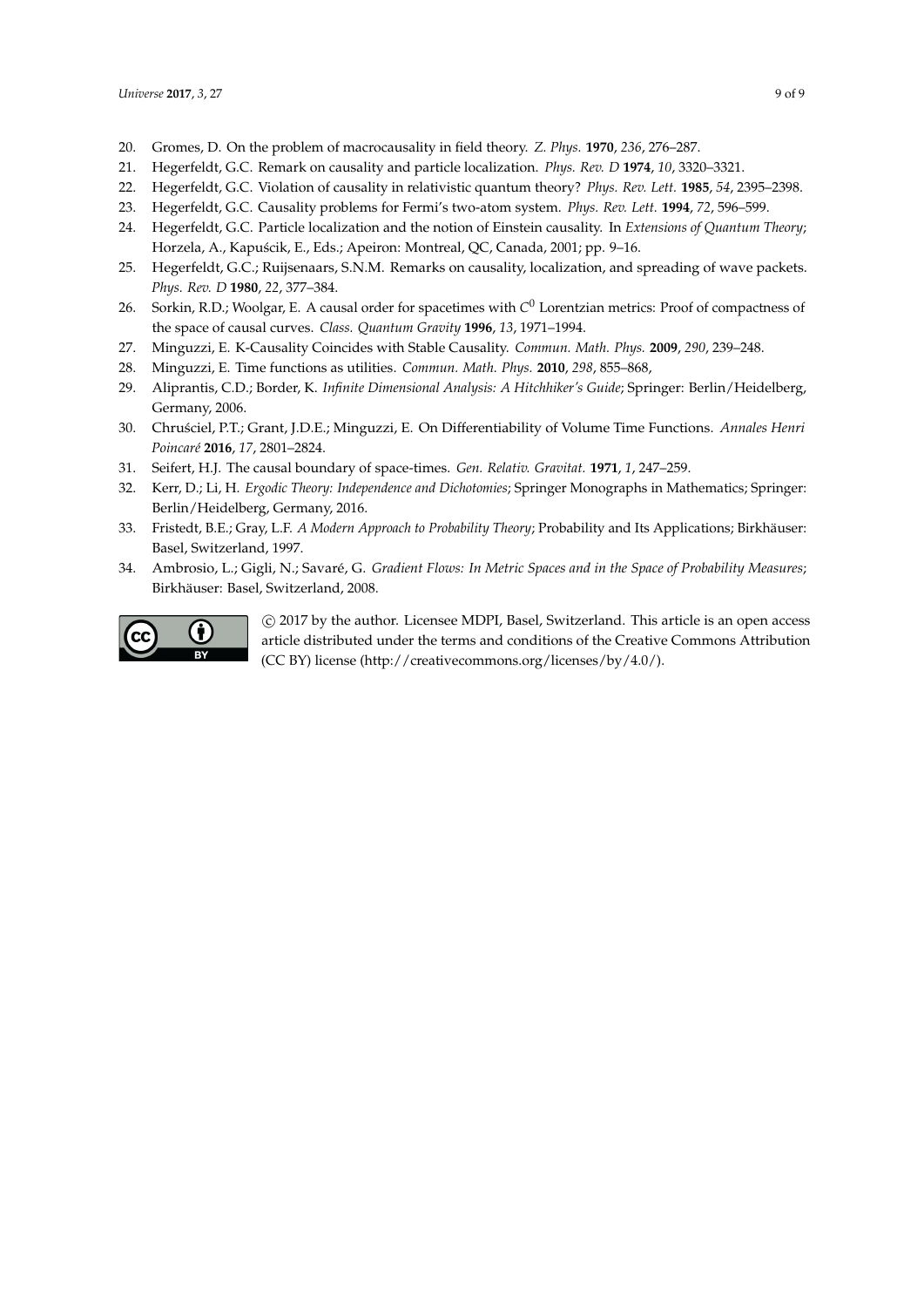20. Gromes, D. On the problem of macrocausality in field theory. *Z. Phys.* **1970**, *236*, 276–287.
21. Hegerfeldt, G.C. Remark on causality and particle localization. *Phys. Rev. D* **1974**, *10*, 3320–3321.
22. Hegerfeldt, G.C. Violation of causality in relativistic quantum theory? *Phys. Rev. Lett.* **1985**, *54*, 2395–2398.
23. Hegerfeldt, G.C. Causality problems for Fermi's two-atom system. *Phys. Rev. Lett.* **1994**, *72*, 596–599.
24. Hegerfeldt, G.C. Particle localization and the notion of Einstein causality. In *Extensions of Quantum Theory*; Horzela, A., Kapuścik, E., Eds.; Apeiron: Montreal, QC, Canada, 2001; pp. 9–16.
25. Hegerfeldt, G.C.; Ruijsenaars, S.N.M. Remarks on causality, localization, and spreading of wave packets. *Phys. Rev. D* **1980**, *22*, 377–384.
26. Sorkin, R.D.; Woolgar, E. A causal order for spacetimes with $C^0$ Lorentzian metrics: Proof of compactness of the space of causal curves. *Class. Quantum Gravity* **1996**, *13*, 1971–1994.
27. Minguzzi, E. K-Causality Coincides with Stable Causality. *Commun. Math. Phys.* **2009**, *290*, 239–248.
28. Minguzzi, E. Time functions as utilities. *Commun. Math. Phys.* **2010**, *298*, 855–868,
29. Aliprantis, C.D.; Border, K. *Infinite Dimensional Analysis: A Hitchhiker's Guide*; Springer: Berlin/Heidelberg, Germany, 2006.
30. Chruściel, P.T.; Grant, J.D.E.; Minguzzi, E. On Differentiability of Volume Time Functions. *Annales Henri Poincaré* **2016**, *17*, 2801–2824.
31. Seifert, H.J. The causal boundary of space-times. *Gen. Relativ. Gravitat.* **1971**, *1*, 247–259.
32. Kerr, D.; Li, H. *Ergodic Theory: Independence and Dichotomies*; Springer Monographs in Mathematics; Springer: Berlin/Heidelberg, Germany, 2016.
33. Fristedt, B.E.; Gray, L.F. *A Modern Approach to Probability Theory*; Probability and Its Applications; Birkhäuser: Basel, Switzerland, 1997.
34. Ambrosio, L.; Gigli, N.; Savaré, G. *Gradient Flows: In Metric Spaces and in the Space of Probability Measures*; Birkhäuser: Basel, Switzerland, 2008.

© 2017 by the author. Licensee MDPI, Basel, Switzerland. This article is an open access article distributed under the terms and conditions of the Creative Commons Attribution (CC BY) license (http://creativecommons.org/licenses/by/4.0/).